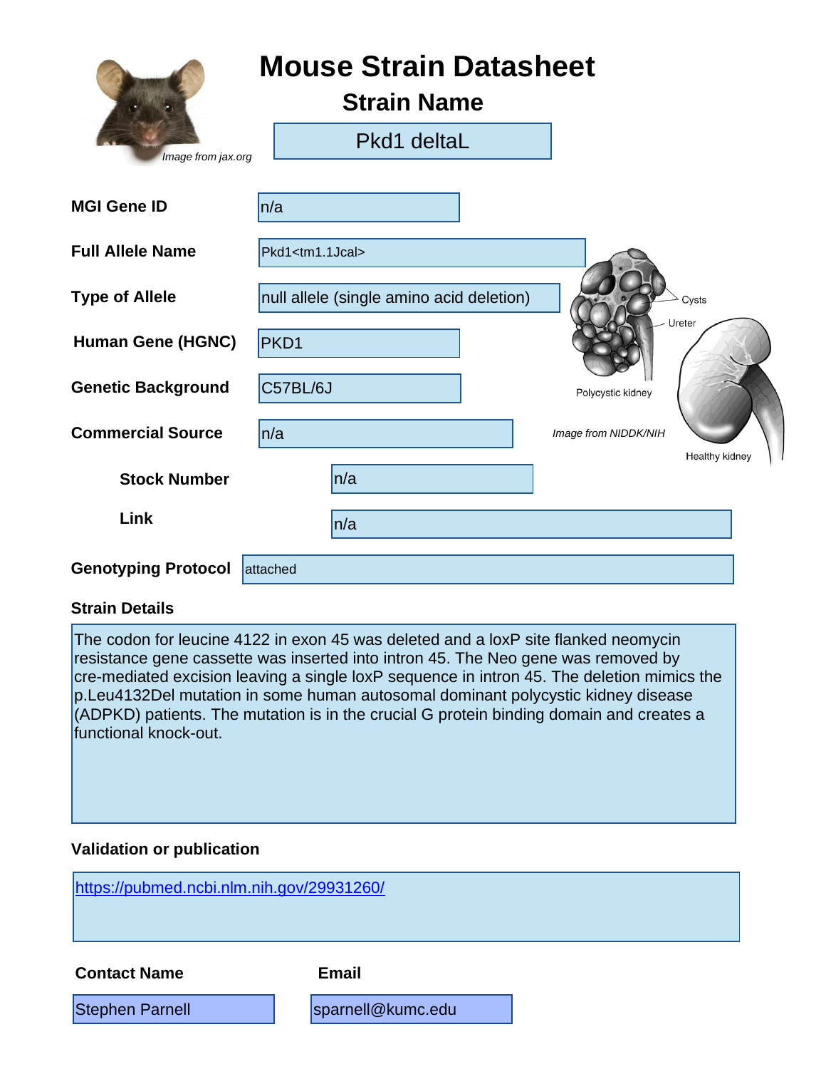# Mouse Strain Datasheet

*Image from jax.org*

## Strain Name

Pkd1 deltaL

**MGI Gene ID**: n/a

**Full Allele Name**: Pkd1<tm1.1Jcal>

**Type of Allele**: null allele (single amino acid deletion)

**Human Gene (HGNC)**: PKD1

**Genetic Background**: C57BL/6J

**Commercial Source**: n/a

**Stock Number**: n/a

**Link**: n/a

**Genotyping Protocol**: attached

Cysts

Ureter

Polycystic kidney

Healthy kidney

*Image from NIDDK/NIH*

**Strain Details**

The codon for leucine 4122 in exon 45 was deleted and a loxP site flanked neomycin resistance gene cassette was inserted into intron 45. The Neo gene was removed by cre-mediated excision leaving a single loxP sequence in intron 45. The deletion mimics the p.Leu4132Del mutation in some human autosomal dominant polycystic kidney disease (ADPKD) patients. The mutation is in the crucial G protein binding domain and creates a functional knock-out.

**Validation or publication**

https://pubmed.ncbi.nlm.nih.gov/29931260/

**Contact Name**: Stephen Parnell

**Email**: sparnell@kumc.edu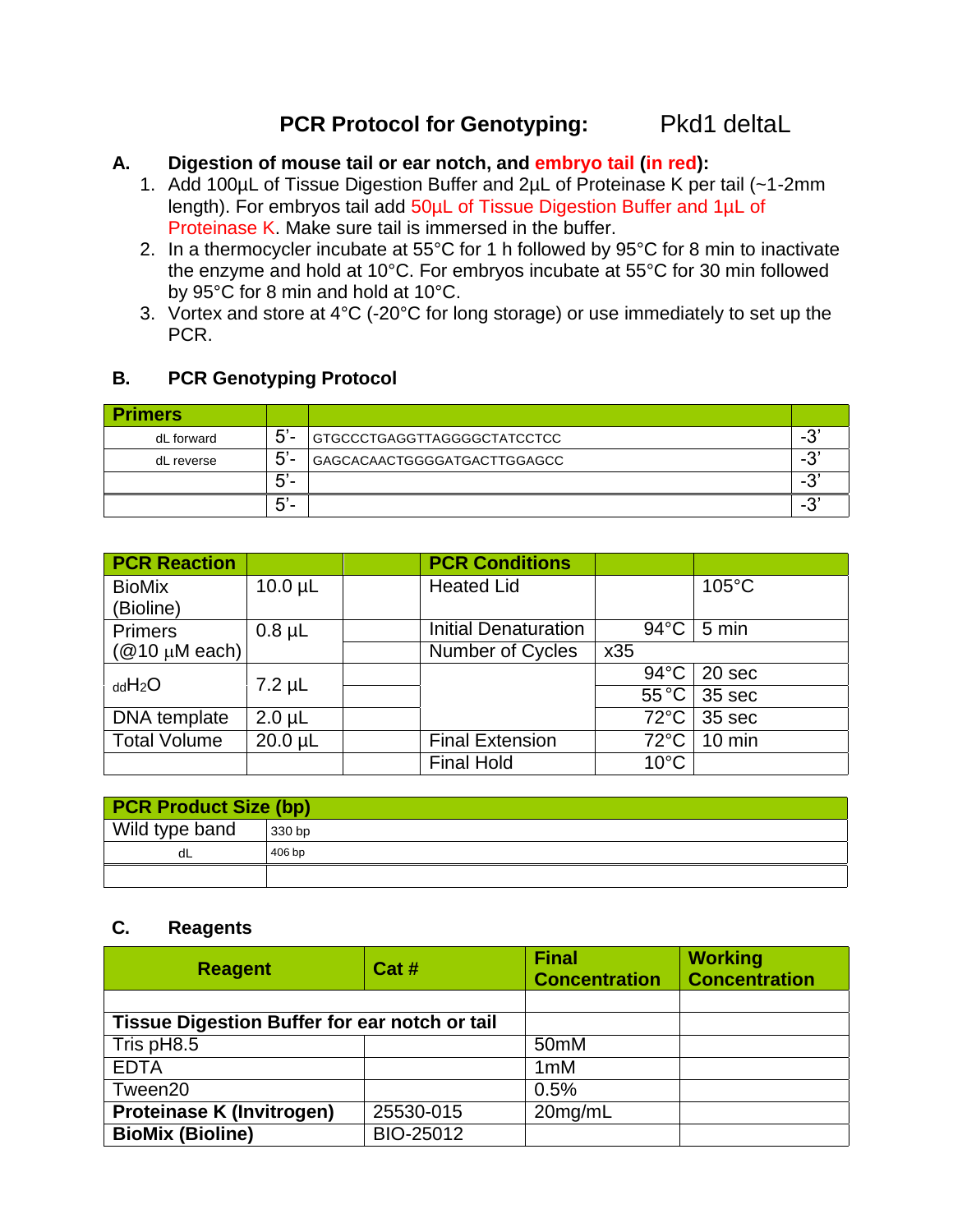# PCR Protocol for Genotyping: Pkd1 deltaL

**A. Digestion of mouse tail or ear notch, and embryo tail (in red):**

1. Add 100µL of Tissue Digestion Buffer and 2µL of Proteinase K per tail (~1-2mm length). For embryos tail add 50µL of Tissue Digestion Buffer and 1µL of Proteinase K. Make sure tail is immersed in the buffer.
2. In a thermocycler incubate at 55°C for 1 h followed by 95°C for 8 min to inactivate the enzyme and hold at 10°C. For embryos incubate at 55°C for 30 min followed by 95°C for 8 min and hold at 10°C.
3. Vortex and store at 4°C (-20°C for long storage) or use immediately to set up the PCR.

**B. PCR Genotyping Protocol**

| Primers | | | |
|---|---|---|---|
| dL forward | 5'- | GTGCCCTGAGGTTAGGGGCTATCCTCC | -3' |
| dL reverse | 5'- | GAGCACAACTGGGGATGACTTGGAGCC | -3' |
| | 5'- | | -3' |
| | 5'- | | -3' |

| PCR Reaction | | | PCR Conditions | | |
|---|---|---|---|---|---|
| BioMix (Bioline) | 10.0 µL | | Heated Lid | | 105°C |
| Primers (@10 µM each) | 0.8 µL | | Initial Denaturation | 94°C | 5 min |
| | | | Number of Cycles | x35 | |
| $_{dd}H_2O$ | 7.2 µL | | | 94°C | 20 sec |
| | | | | 55 °C | 35 sec |
| DNA template | 2.0 µL | | | 72°C | 35 sec |
| Total Volume | 20.0 µL | | Final Extension | 72°C | 10 min |
| | | | Final Hold | 10°C | |

| PCR Product Size (bp) | |
|---|---|
| Wild type band | 330 bp |
| dL | 406 bp |
| | |

**C. Reagents**

| Reagent | Cat # | Final Concentration | Working Concentration |
|---|---|---|---|
| | | | |
| **Tissue Digestion Buffer for ear notch or tail** | | | |
| Tris pH8.5 | | 50mM | |
| EDTA | | 1mM | |
| Tween20 | | 0.5% | |
| **Proteinase K (Invitrogen)** | 25530-015 | 20mg/mL | |
| **BioMix (Bioline)** | BIO-25012 | | |